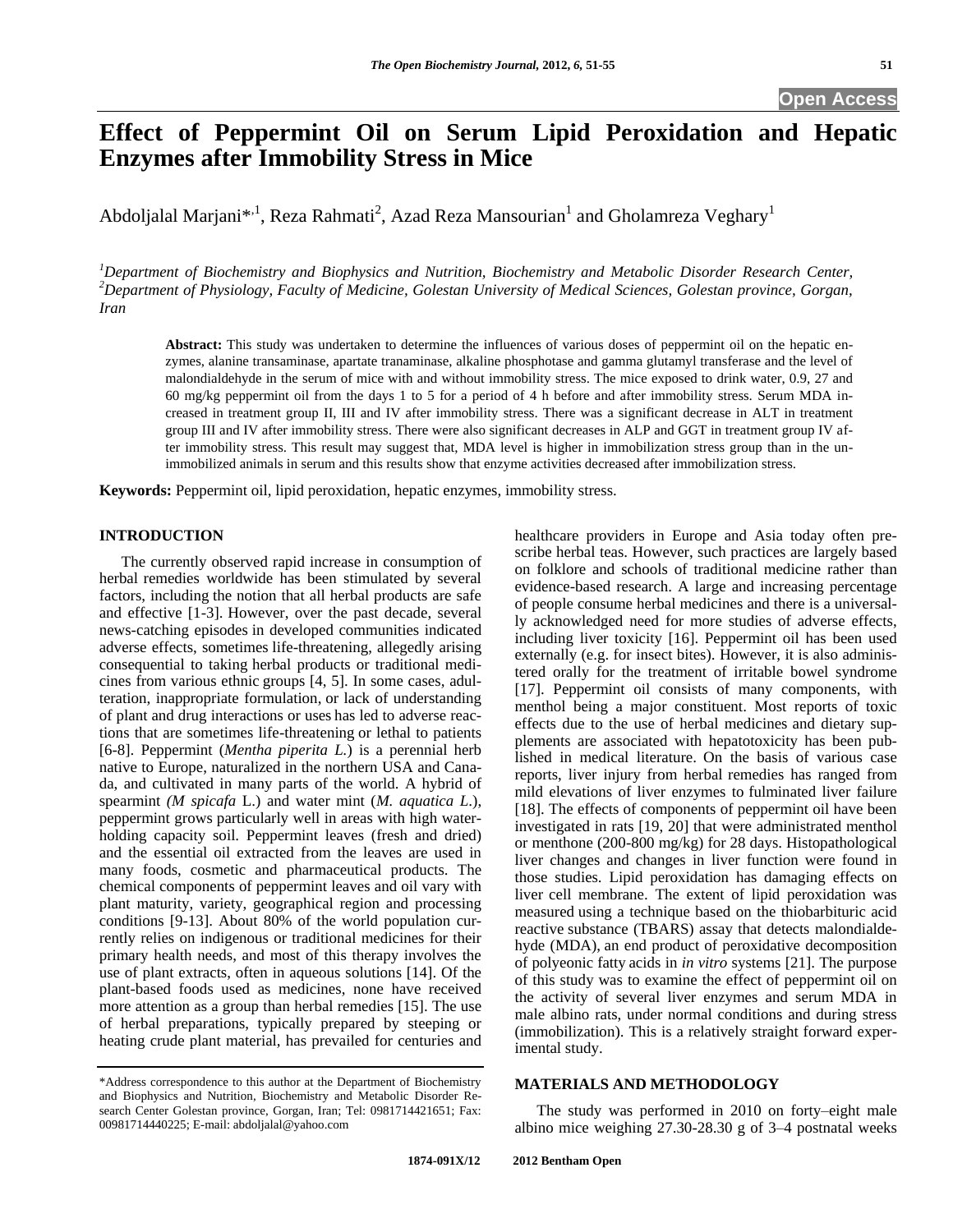# Effect of Peppermint Oil on Serum Lipid Peroxidation and Hepatic Enzymes after Immobility Stress in Mice

Abdoljalal Marjani*[,1], Reza Rahmati[2], Azad Reza Mansourian[1] and Gholamreza Veghary[1]

[1]*Department of Biochemistry and Biophysics and Nutrition, Biochemistry and Metabolic Disorder Research Center,* [2]*Department of Physiology, Faculty of Medicine, Golestan University of Medical Sciences, Golestan province, Gorgan, Iran*

**Abstract:** This study was undertaken to determine the influences of various doses of peppermint oil on the hepatic enzymes, alanine transaminase, apartate tranaminase, alkaline phosphotase and gamma glutamyl transferase and the level of malondialdehyde in the serum of mice with and without immobility stress. The mice exposed to drink water, 0.9, 27 and 60 mg/kg peppermint oil from the days 1 to 5 for a period of 4 h before and after immobility stress. Serum MDA increased in treatment group II, III and IV after immobility stress. There was a significant decrease in ALT in treatment group III and IV after immobility stress. There were also significant decreases in ALP and GGT in treatment group IV after immobility stress. This result may suggest that, MDA level is higher in immobilization stress group than in the unimmobilized animals in serum and this results show that enzyme activities decreased after immobilization stress.

**Keywords:** Peppermint oil, lipid peroxidation, hepatic enzymes, immobility stress.

## INTRODUCTION

The currently observed rapid increase in consumption of herbal remedies worldwide has been stimulated by several factors, including the notion that all herbal products are safe and effective [1-3]. However, over the past decade, several news-catching episodes in developed communities indicated adverse effects, sometimes life-threatening, allegedly arising consequential to taking herbal products or traditional medicines from various ethnic groups [4, 5]. In some cases, adulteration, inappropriate formulation, or lack of understanding of plant and drug interactions or uses has led to adverse reactions that are sometimes life-threatening or lethal to patients [6-8]. Peppermint (*Mentha piperita L.*) is a perennial herb native to Europe, naturalized in the northern USA and Canada, and cultivated in many parts of the world. A hybrid of spearmint *(M spicafa* L.) and water mint (*M. aquatica L.*), peppermint grows particularly well in areas with high water-holding capacity soil. Peppermint leaves (fresh and dried) and the essential oil extracted from the leaves are used in many foods, cosmetic and pharmaceutical products. The chemical components of peppermint leaves and oil vary with plant maturity, variety, geographical region and processing conditions [9-13]. About 80% of the world population currently relies on indigenous or traditional medicines for their primary health needs, and most of this therapy involves the use of plant extracts, often in aqueous solutions [14]. Of the plant-based foods used as medicines, none have received more attention as a group than herbal remedies [15]. The use of herbal preparations, typically prepared by steeping or heating crude plant material, has prevailed for centuries and healthcare providers in Europe and Asia today often prescribe herbal teas. However, such practices are largely based on folklore and schools of traditional medicine rather than evidence-based research. A large and increasing percentage of people consume herbal medicines and there is a universally acknowledged need for more studies of adverse effects, including liver toxicity [16]. Peppermint oil has been used externally (e.g. for insect bites). However, it is also administered orally for the treatment of irritable bowel syndrome [17]. Peppermint oil consists of many components, with menthol being a major constituent. Most reports of toxic effects due to the use of herbal medicines and dietary supplements are associated with hepatotoxicity has been published in medical literature. On the basis of various case reports, liver injury from herbal remedies has ranged from mild elevations of liver enzymes to fulminated liver failure [18]. The effects of components of peppermint oil have been investigated in rats [19, 20] that were administrated menthol or menthone (200-800 mg/kg) for 28 days. Histopathological liver changes and changes in liver function were found in those studies. Lipid peroxidation has damaging effects on liver cell membrane. The extent of lipid peroxidation was measured using a technique based on the thiobarbituric acid reactive substance (TBARS) assay that detects malondialdehyde (MDA), an end product of peroxidative decomposition of polyeonic fatty acids in *in vitro* systems [21]. The purpose of this study was to examine the effect of peppermint oil on the activity of several liver enzymes and serum MDA in male albino rats, under normal conditions and during stress (immobilization). This is a relatively straight forward experimental study.

## MATERIALS AND METHODOLOGY

The study was performed in 2010 on forty–eight male albino mice weighing 27.30-28.30 g of 3–4 postnatal weeks

*Address correspondence to this author at the Department of Biochemistry and Biophysics and Nutrition, Biochemistry and Metabolic Disorder Research Center Golestan province, Gorgan, Iran; Tel: 0981714421651; Fax: 00981714440225; E-mail: abdoljalal@yahoo.com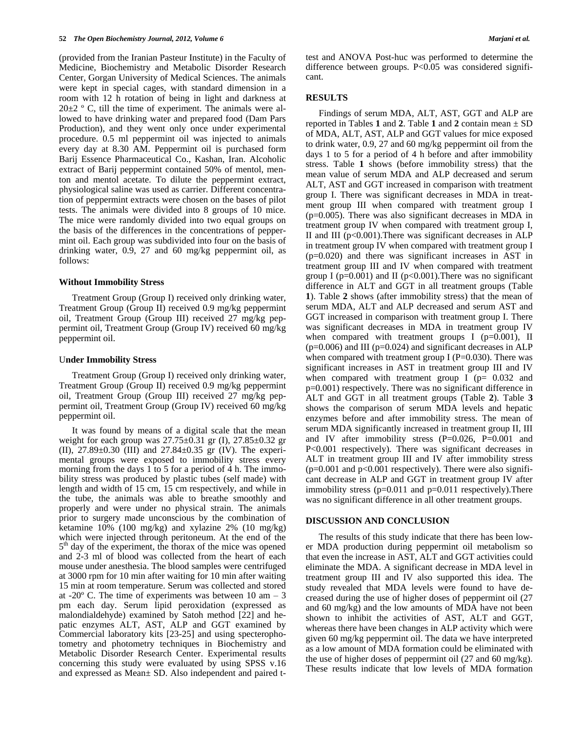(provided from the Iranian Pasteur Institute) in the Faculty of Medicine, Biochemistry and Metabolic Disorder Research Center, Gorgan University of Medical Sciences. The animals were kept in special cages, with standard dimension in a room with 12 h rotation of being in light and darkness at 20±2 º C, till the time of experiment. The animals were allowed to have drinking water and prepared food (Dam Pars Production), and they went only once under experimental procedure. 0.5 ml peppermint oil was injected to animals every day at 8.30 AM. Peppermint oil is purchased form Barij Essence Pharmaceutical Co., Kashan, Iran. Alcoholic extract of Barij peppermint contained 50% of mentol, menton and mentol acetate. To dilute the peppermint extract, physiological saline was used as carrier. Different concentration of peppermint extracts were chosen on the bases of pilot tests. The animals were divided into 8 groups of 10 mice. The mice were randomly divided into two equal groups on the basis of the differences in the concentrations of peppermint oil. Each group was subdivided into four on the basis of drinking water, 0.9, 27 and 60 mg/kg peppermint oil, as follows:

### Without Immobility Stress

Treatment Group (Group I) received only drinking water, Treatment Group (Group II) received 0.9 mg/kg peppermint oil, Treatment Group (Group III) received 27 mg/kg peppermint oil, Treatment Group (Group IV) received 60 mg/kg peppermint oil.

### Under Immobility Stress

Treatment Group (Group I) received only drinking water, Treatment Group (Group II) received 0.9 mg/kg peppermint oil, Treatment Group (Group III) received 27 mg/kg peppermint oil, Treatment Group (Group IV) received 60 mg/kg peppermint oil.

It was found by means of a digital scale that the mean weight for each group was 27.75±0.31 gr (I), 27.85±0.32 gr (II), 27.89±0.30 (III) and 27.84±0.35 gr (IV). The experimental groups were exposed to immobility stress every morning from the days 1 to 5 for a period of 4 h. The immobility stress was produced by plastic tubes (self made) with length and width of 15 cm, 15 cm respectively, and while in the tube, the animals was able to breathe smoothly and properly and were under no physical strain. The animals prior to surgery made unconscious by the combination of ketamine 10% (100 mg/kg) and xylazine 2% (10 mg/kg) which were injected through peritoneum. At the end of the 5th day of the experiment, the thorax of the mice was opened and 2-3 ml of blood was collected from the heart of each mouse under anesthesia. The blood samples were centrifuged at 3000 rpm for 10 min after waiting for 10 min after waiting 15 min at room temperature. Serum was collected and stored at -20º C. The time of experiments was between 10 am – 3 pm each day. Serum lipid peroxidation (expressed as malondialdehyde) examined by Satoh method [22] and hepatic enzymes ALT, AST, ALP and GGT examined by Commercial laboratory kits [23-25] and using specterophotometry and photometry techniques in Biochemistry and Metabolic Disorder Research Center. Experimental results concerning this study were evaluated by using SPSS v.16 and expressed as Mean± SD. Also independent and paired t-test and ANOVA Post-huc was performed to determine the difference between groups. $P<0.05$ was considered significant.

## RESULTS

Findings of serum MDA, ALT, AST, GGT and ALP are reported in Tables **1** and **2**. Table **1** and **2** contain mean ± SD of MDA, ALT, AST, ALP and GGT values for mice exposed to drink water, 0.9, 27 and 60 mg/kg peppermint oil from the days 1 to 5 for a period of 4 h before and after immobility stress. Table **1** shows (before immobility stress) that the mean value of serum MDA and ALP decreased and serum ALT, AST and GGT increased in comparison with treatment group I. There was significant decreases in MDA in treatment group III when compared with treatment group I ($p=0.005$). There was also significant decreases in MDA in treatment group IV when compared with treatment group I, II and III ($p<0.001$).There was significant decreases in ALP in treatment group IV when compared with treatment group I ($p=0.020$) and there was significant increases in AST in treatment group III and IV when compared with treatment group I ($p=0.001$) and II ($p<0.001$).There was no significant difference in ALT and GGT in all treatment groups (Table **1**). Table **2** shows (after immobility stress) that the mean of serum MDA, ALT and ALP decreased and serum AST and GGT increased in comparison with treatment group I. There was significant decreases in MDA in treatment group IV when compared with treatment groups I ($p=0.001$), II ($p=0.006$) and III ($p=0.024$) and significant decreases in ALP when compared with treatment group I ($P=0.030$). There was significant increases in AST in treatment group III and IV when compared with treatment group I ($p= 0.032$ and $p=0.001$) respectively. There was no significant difference in ALT and GGT in all treatment groups (Table **2**). Table **3** shows the comparison of serum MDA levels and hepatic enzymes before and after immobility stress. The mean of serum MDA significantly increased in treatment group II, III and IV after immobility stress ($P=0.026$, $P=0.001$ and $P<0.001$ respectively). There was significant decreases in ALT in treatment group III and IV after immobility stress ($p=0.001$ and $p<0.001$ respectively). There were also significant decrease in ALP and GGT in treatment group IV after immobility stress ($p=0.011$ and $p=0.011$ respectively).There was no significant difference in all other treatment groups.

## DISCUSSION AND CONCLUSION

The results of this study indicate that there has been lower MDA production during peppermint oil metabolism so that even the increase in AST, ALT and GGT activities could eliminate the MDA. A significant decrease in MDA level in treatment group III and IV also supported this idea. The study revealed that MDA levels were found to have decreased during the use of higher doses of peppermint oil (27 and 60 mg/kg) and the low amounts of MDA have not been shown to inhibit the activities of AST, ALT and GGT, whereas there have been changes in ALP activity which were given 60 mg/kg peppermint oil. The data we have interpreted as a low amount of MDA formation could be eliminated with the use of higher doses of peppermint oil (27 and 60 mg/kg). These results indicate that low levels of MDA formation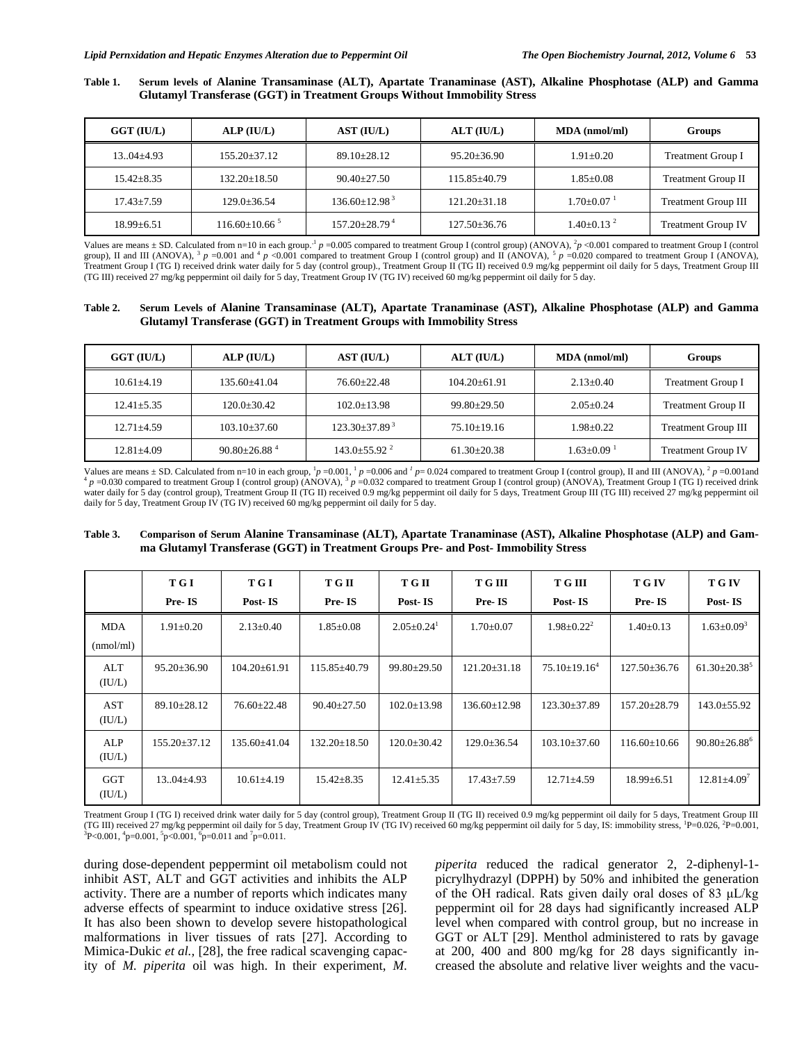**Table 1. Serum levels of Alanine Transaminase (ALT), Apartate Tranaminase (AST), Alkaline Phosphotase (ALP) and Gamma Glutamyl Transferase (GGT) in Treatment Groups Without Immobility Stress**

| GGT (IU/L) | ALP (IU/L) | AST (IU/L) | ALT (IU/L) | MDA (nmol/ml) | Groups |
|---|---|---|---|---|---|
| 13..04±4.93 | 155.20±37.12 | 89.10±28.12 | 95.20±36.90 | 1.91±0.20 | Treatment Group I |
| 15.42±8.35 | 132.20±18.50 | 90.40±27.50 | 115.85±40.79 | 1.85±0.08 | Treatment Group II |
| 17.43±7.59 | 129.0±36.54 | 136.60±12.98 [3] | 121.20±31.18 | 1.70±0.07 [1] | Treatment Group III |
| 18.99±6.51 | 116.60±10.66 [5] | 157.20±28.79 [4] | 127.50±36.76 | 1.40±0.13 [2] | Treatment Group IV |

Values are means ± SD. Calculated from n=10 in each group. [1] $p$ =0.005 compared to treatment Group I (control group) (ANOVA), [2] $p$ <0.001 compared to treatment Group I (control group), II and III (ANOVA), [3] $p$ =0.001 and [4] $p$ <0.001 compared to treatment Group I (control group) and II (ANOVA), [5] $p$ =0.020 compared to treatment Group I (ANOVA), Treatment Group I (TG I) received drink water daily for 5 day (control group)., Treatment Group II (TG II) received 0.9 mg/kg peppermint oil daily for 5 days, Treatment Group III (TG III) received 27 mg/kg peppermint oil daily for 5 day, Treatment Group IV (TG IV) received 60 mg/kg peppermint oil daily for 5 day.

**Table 2. Serum Levels of Alanine Transaminase (ALT), Apartate Tranaminase (AST), Alkaline Phosphotase (ALP) and Gamma Glutamyl Transferase (GGT) in Treatment Groups with Immobility Stress**

| GGT (IU/L) | ALP (IU/L) | AST (IU/L) | ALT (IU/L) | MDA (nmol/ml) | Groups |
|---|---|---|---|---|---|
| 10.61±4.19 | 135.60±41.04 | 76.60±22.48 | 104.20±61.91 | 2.13±0.40 | Treatment Group I |
| 12.41±5.35 | 120.0±30.42 | 102.0±13.98 | 99.80±29.50 | 2.05±0.24 | Treatment Group II |
| 12.71±4.59 | 103.10±37.60 | 123.30±37.89 [3] | 75.10±19.16 | 1.98±0.22 | Treatment Group III |
| 12.81±4.09 | 90.80±26.88 [4] | 143.0±55.92 [2] | 61.30±20.38 | 1.63±0.09 [1] | Treatment Group IV |

Values are means ± SD. Calculated from n=10 in each group, [1] $p$ =0.001, [1] $p$ =0.006 and [1] $p$= 0.024 compared to treatment Group I (control group), II and III (ANOVA), [2] $p$ =0.001and [4] $p$ =0.030 compared to treatment Group I (control group) (ANOVA), [3] $p$ =0.032 compared to treatment Group I (control group) (ANOVA), Treatment Group I (TG I) received drink water daily for 5 day (control group), Treatment Group II (TG II) received 0.9 mg/kg peppermint oil daily for 5 days, Treatment Group III (TG III) received 27 mg/kg peppermint oil daily for 5 day, Treatment Group IV (TG IV) received 60 mg/kg peppermint oil daily for 5 day.

**Table 3. Comparison of Serum Alanine Transaminase (ALT), Apartate Tranaminase (AST), Alkaline Phosphotase (ALP) and Gamma Glutamyl Transferase (GGT) in Treatment Groups Pre- and Post- Immobility Stress**

| | T G I Pre- IS | T G I Post- IS | T G II Pre- IS | T G II Post- IS | T G III Pre- IS | T G III Post- IS | T G IV Pre- IS | T G IV Post- IS |
|---|---|---|---|---|---|---|---|---|
| MDA (nmol/ml) | 1.91±0.20 | 2.13±0.40 | 1.85±0.08 | 2.05±0.24 [1] | 1.70±0.07 | 1.98±0.22 [2] | 1.40±0.13 | 1.63±0.09 [3] |
| ALT (IU/L) | 95.20±36.90 | 104.20±61.91 | 115.85±40.79 | 99.80±29.50 | 121.20±31.18 | 75.10±19.16 [4] | 127.50±36.76 | 61.30±20.38 [5] |
| AST (IU/L) | 89.10±28.12 | 76.60±22.48 | 90.40±27.50 | 102.0±13.98 | 136.60±12.98 | 123.30±37.89 | 157.20±28.79 | 143.0±55.92 |
| ALP (IU/L) | 155.20±37.12 | 135.60±41.04 | 132.20±18.50 | 120.0±30.42 | 129.0±36.54 | 103.10±37.60 | 116.60±10.66 | 90.80±26.88 [6] |
| GGT (IU/L) | 13..04±4.93 | 10.61±4.19 | 15.42±8.35 | 12.41±5.35 | 17.43±7.59 | 12.71±4.59 | 18.99±6.51 | 12.81±4.09 [7] |

Treatment Group I (TG I) received drink water daily for 5 day (control group), Treatment Group II (TG II) received 0.9 mg/kg peppermint oil daily for 5 days, Treatment Group III (TG III) received 27 mg/kg peppermint oil daily for 5 day, Treatment Group IV (TG IV) received 60 mg/kg peppermint oil daily for 5 day, IS: immobility stress, [1] P=0.026, [2] P=0.001, [3] P<0.001, [4] p=0.001, [5] p<0.001, [6] p=0.011 and [7] p=0.011.

during dose-dependent peppermint oil metabolism could not inhibit AST, ALT and GGT activities and inhibits the ALP activity. There are a number of reports which indicates many adverse effects of spearmint to induce oxidative stress [26]. It has also been shown to develop severe histopathological malformations in liver tissues of rats [27]. According to Mimica-Dukic *et al.*, [28], the free radical scavenging capacity of *M. piperita* oil was high. In their experiment, *M. piperita* reduced the radical generator 2, 2-diphenyl-1-picrylhydrazyl (DPPH) by 50% and inhibited the generation of the OH radical. Rats given daily oral doses of 83 μL/kg peppermint oil for 28 days had significantly increased ALP level when compared with control group, but no increase in GGT or ALT [29]. Menthol administered to rats by gavage at 200, 400 and 800 mg/kg for 28 days significantly increased the absolute and relative liver weights and the vacu-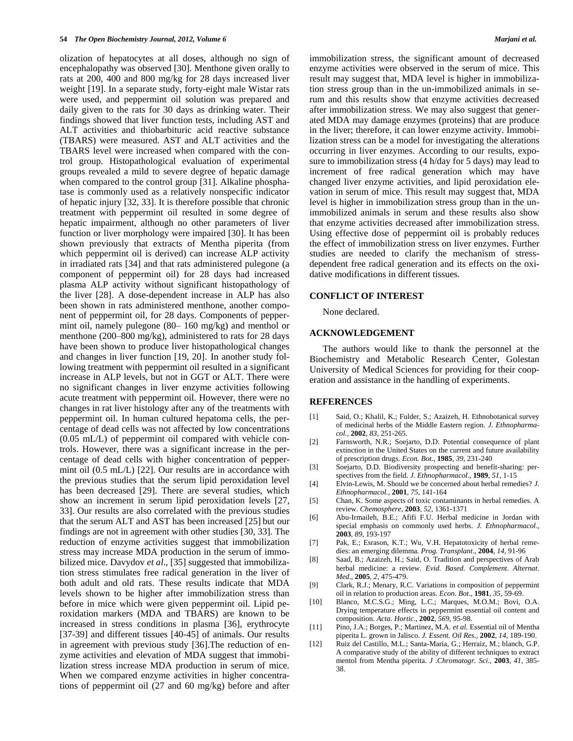olization of hepatocytes at all doses, although no sign of encephalopathy was observed [30]. Menthone given orally to rats at 200, 400 and 800 mg/kg for 28 days increased liver weight [19]. In a separate study, forty-eight male Wistar rats were used, and peppermint oil solution was prepared and daily given to the rats for 30 days as drinking water. Their findings showed that liver function tests, including AST and ALT activities and thiobarbituric acid reactive substance (TBARS) were measured. AST and ALT activities and the TBARS level were increased when compared with the control group. Histopathological evaluation of experimental groups revealed a mild to severe degree of hepatic damage when compared to the control group [31]. Alkaline phosphatase is commonly used as a relatively nonspecific indicator of hepatic injury [32, 33]. It is therefore possible that chronic treatment with peppermint oil resulted in some degree of hepatic impairment, although no other parameters of liver function or liver morphology were impaired [30]. It has been shown previously that extracts of Mentha piperita (from which peppermint oil is derived) can increase ALP activity in irradiated rats [34] and that rats administered pulegone (a component of peppermint oil) for 28 days had increased plasma ALP activity without significant histopathology of the liver [28]. A dose-dependent increase in ALP has also been shown in rats administered menthone, another component of peppermint oil, for 28 days. Components of peppermint oil, namely pulegone (80– 160 mg/kg) and menthol or menthone (200–800 mg/kg), administered to rats for 28 days have been shown to produce liver histopathological changes and changes in liver function [19, 20]. In another study following treatment with peppermint oil resulted in a significant increase in ALP levels, but not in GGT or ALT. There were no significant changes in liver enzyme activities following acute treatment with peppermint oil. However, there were no changes in rat liver histology after any of the treatments with peppermint oil. In human cultured hepatoma cells, the percentage of dead cells was not affected by low concentrations (0.05 mL/L) of peppermint oil compared with vehicle controls. However, there was a significant increase in the percentage of dead cells with higher concentration of peppermint oil (0.5 mL/L) [22]. Our results are in accordance with the previous studies that the serum lipid peroxidation level has been decreased [29]. There are several studies, which show an increment in serum lipid peroxidation levels [27, 33]. Our results are also correlated with the previous studies that the serum ALT and AST has been increased [25] but our findings are not in agreement with other studies [30, 33]. The reduction of enzyme activities suggest that immobilization stress may increase MDA production in the serum of immobilized mice. Davydov *et al*., [35] suggested that immobilization stress stimulates free radical generation in the liver of both adult and old rats. These results indicate that MDA levels shown to be higher after immobilization stress than before in mice which were given peppermint oil. Lipid peroxidation markers (MDA and TBARS) are known to be increased in stress conditions in plasma [36], erythrocyte [37-39] and different tissues [40-45] of animals. Our results in agreement with previous study [36].The reduction of enzyme activities and elevation of MDA suggest that immobilization stress increase MDA production in serum of mice. When we compared enzyme activities in higher concentrations of peppermint oil (27 and 60 mg/kg) before and after immobilization stress, the significant amount of decreased enzyme activities were observed in the serum of mice. This result may suggest that, MDA level is higher in immobilization stress group than in the un-immobilized animals in serum and this results show that enzyme activities decreased after immobilization stress. We may also suggest that generated MDA may damage enzymes (proteins) that are produce in the liver; therefore, it can lower enzyme activity. Immobilization stress can be a model for investigating the alterations occurring in liver enzymes. According to our results, exposure to immobilization stress (4 h/day for 5 days) may lead to increment of free radical generation which may have changed liver enzyme activities, and lipid peroxidation elevation in serum of mice. This result may suggest that, MDA level is higher in immobilization stress group than in the un-immobilized animals in serum and these results also show that enzyme activities decreased after immobilization stress. Using effective dose of peppermint oil is probably reduces the effect of immobilization stress on liver enzymes. Further studies are needed to clarify the mechanism of stress-dependent free radical generation and its effects on the oxidative modifications in different tissues.

## CONFLICT OF INTEREST

None declared.

## ACKNOWLEDGEMENT

The authors would like to thank the personnel at the Biochemistry and Metabolic Research Center, Golestan University of Medical Sciences for providing for their cooperation and assistance in the handling of experiments.

## REFERENCES

[1] Said, O.; Khalil, K.; Fulder, S.; Azaizeh, H. Ethnobotanical survey of medicinal herbs of the Middle Eastern region. *J. Ethnopharmacol.*, **2002**, *83*, 251-265.

[2] Farnsworth, N.R.; Soejarto, D.D. Potential consequence of plant extinction in the United States on the current and future availability of prescription drugs. *Econ. Bot.*, **1985**, *39*, 231-240

[3] Soejarto, D.D. Biodiversity prospecting and benefit-sharing: perspectives from the field. *J. Ethnopharmacol.*, **1989**, *51*, 1-15

[4] Elvin-Lewis, M. Should we be concerned about herbal remedies? *J. Ethnopharmacol.*, **2001**, *75*, 141-164

[5] Chan, K. Some aspects of toxic contaminants in herbal remedies. A review. *Chemosphere*, **2003**, *52*, 1361-1371

[6] Abu-Irmaileh, B.E.; Afifi F.U. Herbal medicine in Jordan with special emphasis on commonly used herbs. *J. Ethnopharmacol.*, **2003**, *89*, 193-197

[7] Pak, E.; Esrason, K.T.; Wu, V.H. Hepatotoxicity of herbal remedies: an emerging dilemma. *Prog. Transplant.*, **2004**, *14*, 91-96

[8] Saad, B.; Azaizeh, H.; Said, O. Tradition and perspectives of Arab herbal medicine: a review. *Evid. Based. Complement. Alternat. Med*., **2005**, *2*, 475-479.

[9] Clark, R.J.; Menary, R.C. Variations in composition of peppermint oil in relation to production areas. *Econ. Bot*., **1981**, *35*, 59-69.

[10] Blanco, M.C.S.G.; Ming, L.C.; Marques, M.O.M.; Bovi, O.A. Drying temperature effects in peppermint essential oil content and composition. *Acta. Hortic.*, **2002**, *569*, 95-98.

[11] Pino, J.A.; Borges, P.; Martinez, M.A. *et al.* Essential oil of Mentha piperita L. grown in Jalisco. *J. Essent. Oil Res.*, **2002**, *14*, 189-190.

[12] Ruiz del Castillo, M.L.; Santa-Maria, G.; Herraiz, M.; blanch, G.P. A comparative study of the ability of different techniques to extract mentol from Mentha piperita. *J .Chromatogr. Sci.*, **2003**, *41*, 385-38.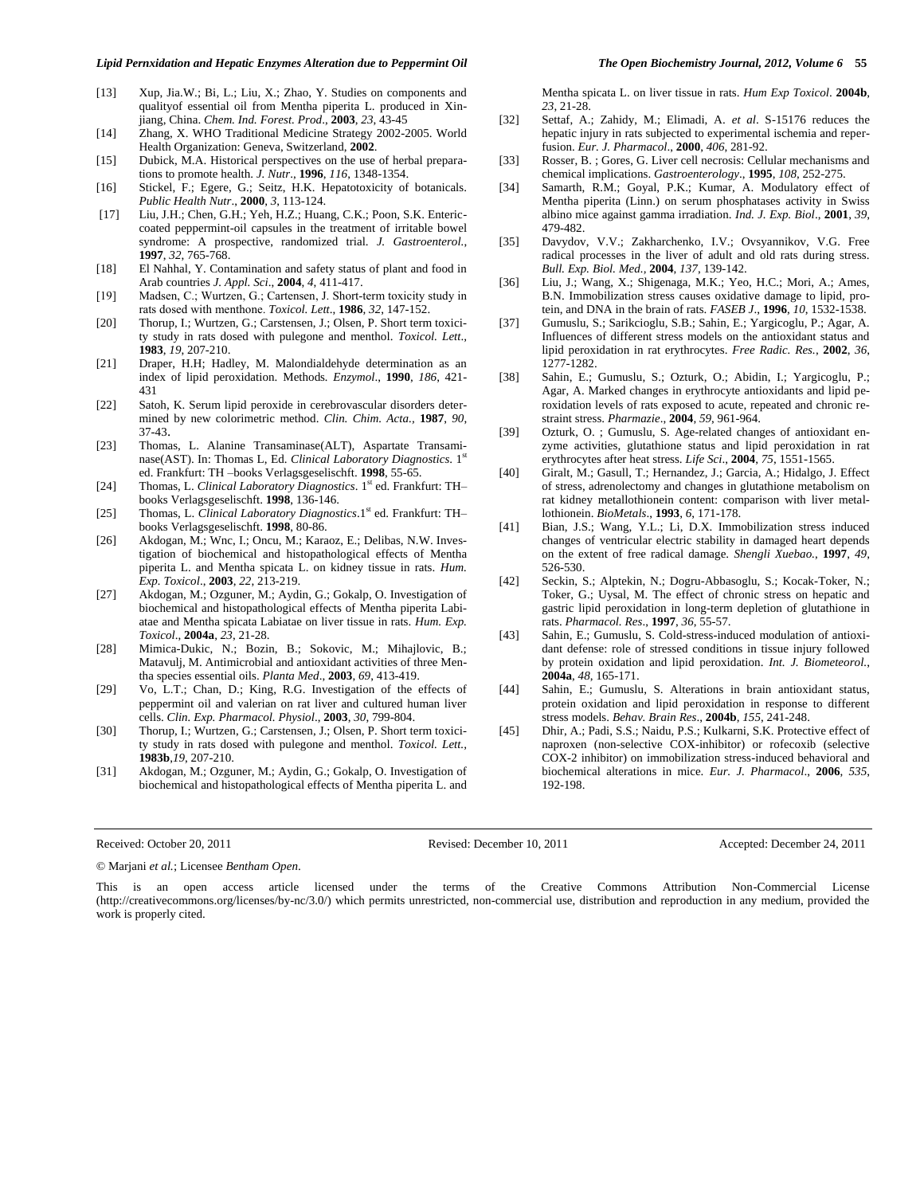[13] Xup, Jia.W.; Bi, L.; Liu, X.; Zhao, Y. Studies on components and qualityof essential oil from Mentha piperita L. produced in Xinjiang, China. *Chem. Ind. Forest. Prod*., **2003**, *23*, 43-45

[14] Zhang, X. WHO Traditional Medicine Strategy 2002-2005. World Health Organization: Geneva, Switzerland, **2002**.

[15] Dubick, M.A. Historical perspectives on the use of herbal preparations to promote health. *J. Nutr*., **1996**, *116*, 1348-1354.

[16] Stickel, F.; Egere, G.; Seitz, H.K. Hepatotoxicity of botanicals. *Public Health Nutr*., **2000**, *3*, 113-124.

[17] Liu, J.H.; Chen, G.H.; Yeh, H.Z.; Huang, C.K.; Poon, S.K. Enteric-coated peppermint-oil capsules in the treatment of irritable bowel syndrome: A prospective, randomized trial. *J. Gastroenterol.*, **1997**, *32*, 765-768.

[18] El Nahhal, Y. Contamination and safety status of plant and food in Arab countries *J. Appl. Sci*., **2004**, *4*, 411-417.

[19] Madsen, C.; Wurtzen, G.; Cartensen, J. Short-term toxicity study in rats dosed with menthone. *Toxicol. Lett*., **1986**, *32*, 147-152.

[20] Thorup, I.; Wurtzen, G.; Carstensen, J.; Olsen, P. Short term toxicity study in rats dosed with pulegone and menthol. *Toxicol. Lett.*, **1983**, *19*, 207-210.

[21] Draper, H.H; Hadley, M. Malondialdehyde determination as an index of lipid peroxidation. Methods. *Enzymol*., **1990**, *186*, 421-431

[22] Satoh, K. Serum lipid peroxide in cerebrovascular disorders determined by new colorimetric method. *Clin. Chim. Acta.*, **1987**, *90*, 37-43.

[23] Thomas, L. Alanine Transaminase(ALT), Aspartate Transaminase(AST). In: Thomas L, Ed. *Clinical Laboratory Diagnostics*. 1st ed. Frankfurt: TH –books Verlagsgeselischft. **1998**, 55-65.

[24] Thomas, L. *Clinical Laboratory Diagnostics*. 1st ed. Frankfurt: TH–books Verlagsgeselischft. **1998**, 136-146.

[25] Thomas, L. *Clinical Laboratory Diagnostics*.1st ed. Frankfurt: TH–books Verlagsgeselischft. **1998**, 80-86.

[26] Akdogan, M.; Wnc, I.; Oncu, M.; Karaoz, E.; Delibas, N.W. Investigation of biochemical and histopathological effects of Mentha piperita L. and Mentha spicata L. on kidney tissue in rats. *Hum. Exp. Toxicol*., **2003**, *22*, 213-219.

[27] Akdogan, M.; Ozguner, M.; Aydin, G.; Gokalp, O. Investigation of biochemical and histopathological effects of Mentha piperita Labiatae and Mentha spicata Labiatae on liver tissue in rats. *Hum. Exp. Toxicol*., **2004a**, *23*, 21-28.

[28] Mimica-Dukic, N.; Bozin, B.; Sokovic, M.; Mihajlovic, B.; Matavulj, M. Antimicrobial and antioxidant activities of three Mentha species essential oils. *Planta Med*., **2003**, *69*, 413-419.

[29] Vo, L.T.; Chan, D.; King, R.G. Investigation of the effects of peppermint oil and valerian on rat liver and cultured human liver cells. *Clin. Exp. Pharmacol. Physiol*., **2003**, *30*, 799-804.

[30] Thorup, I.; Wurtzen, G.; Carstensen, J.; Olsen, P. Short term toxicity study in rats dosed with pulegone and menthol. *Toxicol. Lett.,* **1983b**,*19*, 207-210.

[31] Akdogan, M.; Ozguner, M.; Aydin, G.; Gokalp, O. Investigation of biochemical and histopathological effects of Mentha piperita L. and Mentha spicata L. on liver tissue in rats. *Hum Exp Toxicol*. **2004b**, *23*, 21-28.

[32] Settaf, A.; Zahidy, M.; Elimadi, A. *et al*. S-15176 reduces the hepatic injury in rats subjected to experimental ischemia and reperfusion. *Eur. J. Pharmacol*., **2000**, *406*, 281-92.

[33] Rosser, B. ; Gores, G. Liver cell necrosis: Cellular mechanisms and chemical implications. *Gastroenterology*., **1995**, *108*, 252-275.

[34] Samarth, R.M.; Goyal, P.K.; Kumar, A. Modulatory effect of Mentha piperita (Linn.) on serum phosphatases activity in Swiss albino mice against gamma irradiation. *Ind. J. Exp. Biol*., **2001**, *39*, 479-482.

[35] Davydov, V.V.; Zakharchenko, I.V.; Ovsyannikov, V.G. Free radical processes in the liver of adult and old rats during stress. *Bull. Exp. Biol. Med.*, **2004**, *137*, 139-142.

[36] Liu, J.; Wang, X.; Shigenaga, M.K.; Yeo, H.C.; Mori, A.; Ames, B.N. Immobilization stress causes oxidative damage to lipid, protein, and DNA in the brain of rats. *FASEB J*., **1996**, *10*, 1532-1538.

[37] Gumuslu, S.; Sarikcioglu, S.B.; Sahin, E.; Yargicoglu, P.; Agar, A. Influences of different stress models on the antioxidant status and lipid peroxidation in rat erythrocytes. *Free Radic. Res.*, **2002**, *36*, 1277-1282.

[38] Sahin, E.; Gumuslu, S.; Ozturk, O.; Abidin, I.; Yargicoglu, P.; Agar, A. Marked changes in erythrocyte antioxidants and lipid peroxidation levels of rats exposed to acute, repeated and chronic restraint stress. *Pharmazie*., **2004**, *59*, 961-964.

[39] Ozturk, O. ; Gumuslu, S. Age-related changes of antioxidant enzyme activities, glutathione status and lipid peroxidation in rat erythrocytes after heat stress. *Life Sci*., **2004**, *75*, 1551-1565.

[40] Giralt, M.; Gasull, T.; Hernandez, J.; Garcia, A.; Hidalgo, J. Effect of stress, adrenolectomy and changes in glutathione metabolism on rat kidney metallothionein content: comparison with liver metallothionein. *BioMetals*., **1993**, *6*, 171-178.

[41] Bian, J.S.; Wang, Y.L.; Li, D.X. Immobilization stress induced changes of ventricular electric stability in damaged heart depends on the extent of free radical damage. *Shengli Xuebao.*, **1997**, *49*, 526-530.

[42] Seckin, S.; Alptekin, N.; Dogru-Abbasoglu, S.; Kocak-Toker, N.; Toker, G.; Uysal, M. The effect of chronic stress on hepatic and gastric lipid peroxidation in long-term depletion of glutathione in rats. *Pharmacol. Res*., **1997**, *36*, 55-57.

[43] Sahin, E.; Gumuslu, S. Cold-stress-induced modulation of antioxidant defense: role of stressed conditions in tissue injury followed by protein oxidation and lipid peroxidation. *Int. J. Biometeorol.*, **2004a**, *48*, 165-171.

[44] Sahin, E.; Gumuslu, S. Alterations in brain antioxidant status, protein oxidation and lipid peroxidation in response to different stress models. *Behav. Brain Res*., **2004b**, *155*, 241-248.

[45] Dhir, A.; Padi, S.S.; Naidu, P.S.; Kulkarni, S.K. Protective effect of naproxen (non-selective COX-inhibitor) or rofecoxib (selective COX-2 inhibitor) on immobilization stress-induced behavioral and biochemical alterations in mice. *Eur. J. Pharmacol*., **2006**, *535*, 192-198.

---

Received: October 20, 2011 Revised: December 10, 2011 Accepted: December 24, 2011

© Marjani *et al.*; Licensee *Bentham Open*.

This is an open access article licensed under the terms of the Creative Commons Attribution Non-Commercial License (http://creativecommons.org/licenses/by-nc/3.0/) which permits unrestricted, non-commercial use, distribution and reproduction in any medium, provided the work is properly cited.